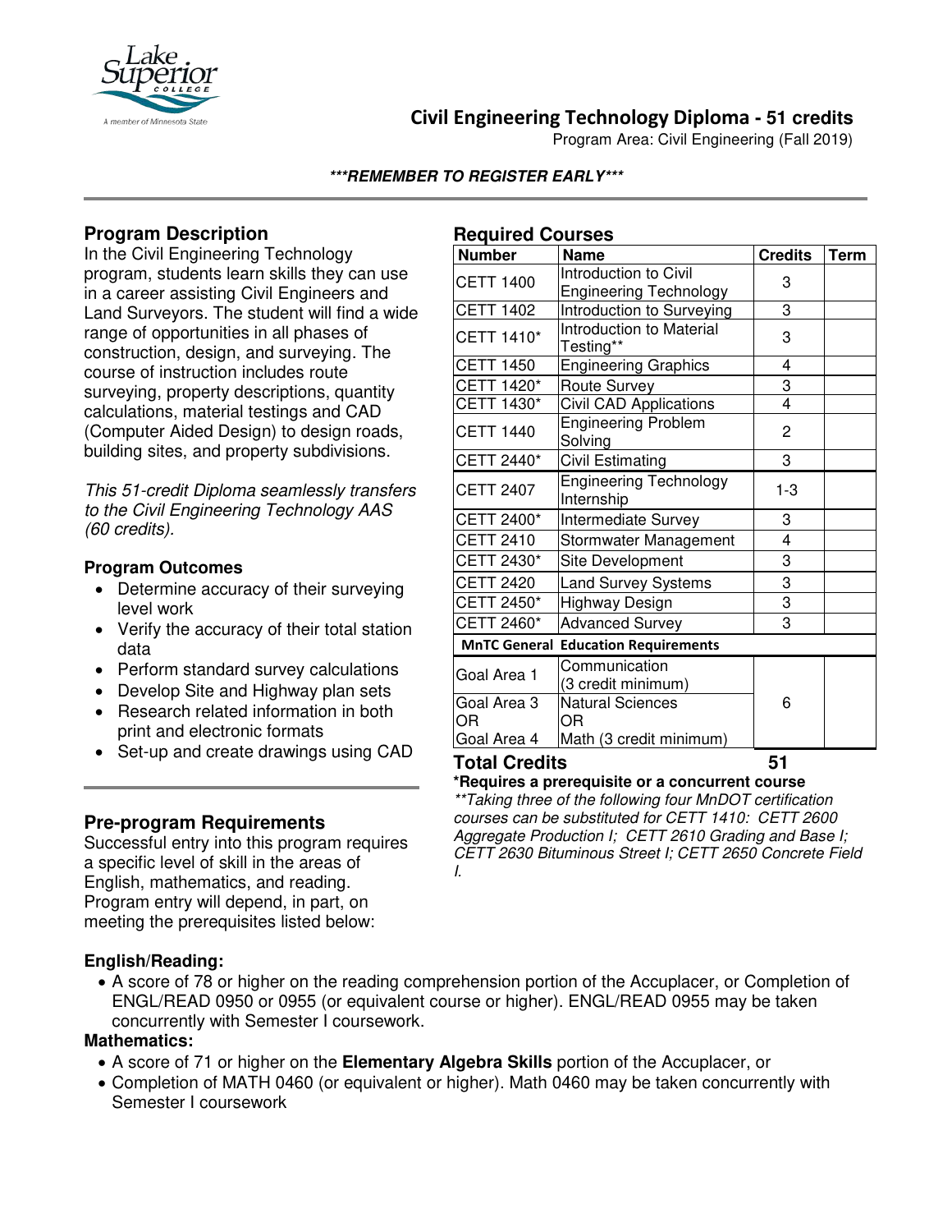# Civil Engineering Technology Diploma - 51 credits

Program Area: Civil Engineering (Fall 2019)

***REMEMBER TO REGISTER EARLY***

## Program Description

In the Civil Engineering Technology program, students learn skills they can use in a career assisting Civil Engineers and Land Surveyors. The student will find a wide range of opportunities in all phases of construction, design, and surveying. The course of instruction includes route surveying, property descriptions, quantity calculations, material testings and CAD (Computer Aided Design) to design roads, building sites, and property subdivisions.

*This 51-credit Diploma seamlessly transfers to the Civil Engineering Technology AAS (60 credits).*

### Program Outcomes

- Determine accuracy of their surveying level work
- Verify the accuracy of their total station data
- Perform standard survey calculations
- Develop Site and Highway plan sets
- Research related information in both print and electronic formats
- Set-up and create drawings using CAD

## Required Courses

| Number | Name | Credits | Term |
|---|---|---|---|
| CETT 1400 | Introduction to Civil Engineering Technology | 3 | |
| CETT 1402 | Introduction to Surveying | 3 | |
| CETT 1410* | Introduction to Material Testing** | 3 | |
| CETT 1450 | Engineering Graphics | 4 | |
| CETT 1420* | Route Survey | 3 | |
| CETT 1430* | Civil CAD Applications | 4 | |
| CETT 1440 | Engineering Problem Solving | 2 | |
| CETT 2440* | Civil Estimating | 3 | |
| CETT 2407 | Engineering Technology Internship | 1-3 | |
| CETT 2400* | Intermediate Survey | 3 | |
| CETT 2410 | Stormwater Management | 4 | |
| CETT 2430* | Site Development | 3 | |
| CETT 2420 | Land Survey Systems | 3 | |
| CETT 2450* | Highway Design | 3 | |
| CETT 2460* | Advanced Survey | 3 | |
| **MnTC General** | **Education Requirements** | | |
| Goal Area 1 | Communication (3 credit minimum) | 6 | |
| Goal Area 3 OR Goal Area 4 | Natural Sciences OR Math (3 credit minimum) | | |
| **Total Credits** | | **51** | |

**\*Requires a prerequisite or a concurrent course**

*\*\*Taking three of the following four MnDOT certification courses can be substituted for CETT 1410: CETT 2600 Aggregate Production I; CETT 2610 Grading and Base I; CETT 2630 Bituminous Street I; CETT 2650 Concrete Field I.*

## Pre-program Requirements

Successful entry into this program requires a specific level of skill in the areas of English, mathematics, and reading. Program entry will depend, in part, on meeting the prerequisites listed below:

**English/Reading:**

- A score of 78 or higher on the reading comprehension portion of the Accuplacer, or Completion of ENGL/READ 0950 or 0955 (or equivalent course or higher). ENGL/READ 0955 may be taken concurrently with Semester I coursework.

**Mathematics:**

- A score of 71 or higher on the **Elementary Algebra Skills** portion of the Accuplacer, or
- Completion of MATH 0460 (or equivalent or higher). Math 0460 may be taken concurrently with Semester I coursework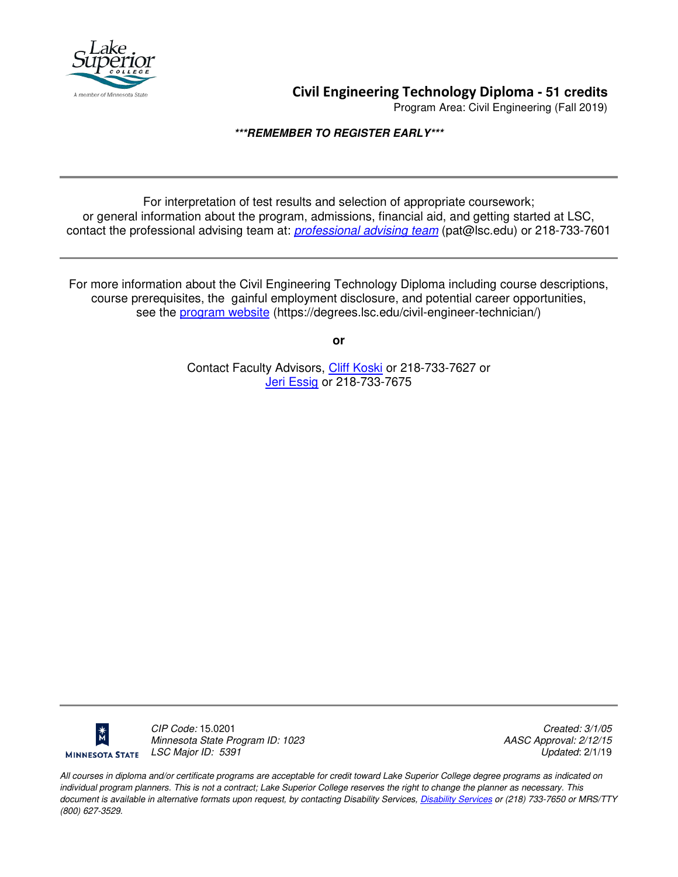# Civil Engineering Technology Diploma - 51 credits

Program Area: Civil Engineering (Fall 2019)

***REMEMBER TO REGISTER EARLY***

---

For interpretation of test results and selection of appropriate coursework;
or general information about the program, admissions, financial aid, and getting started at LSC,
contact the professional advising team at: *professional advising team* (pat@lsc.edu) or 218-733-7601

---

For more information about the Civil Engineering Technology Diploma including course descriptions, course prerequisites, the gainful employment disclosure, and potential career opportunities, see the program website (https://degrees.lsc.edu/civil-engineer-technician/)

**or**

Contact Faculty Advisors, Cliff Koski or 218-733-7627 or
Jeri Essig or 218-733-7675

---

*CIP Code:* 15.0201
*Minnesota State Program ID: 1023*
*LSC Major ID: 5391*

*Created: 3/1/05*
*AASC Approval: 2/12/15*
*Updated*: 2/1/19

*All courses in diploma and/or certificate programs are acceptable for credit toward Lake Superior College degree programs as indicated on individual program planners. This is not a contract; Lake Superior College reserves the right to change the planner as necessary. This document is available in alternative formats upon request, by contacting Disability Services, Disability Services or (218) 733-7650 or MRS/TTY (800) 627-3529.*